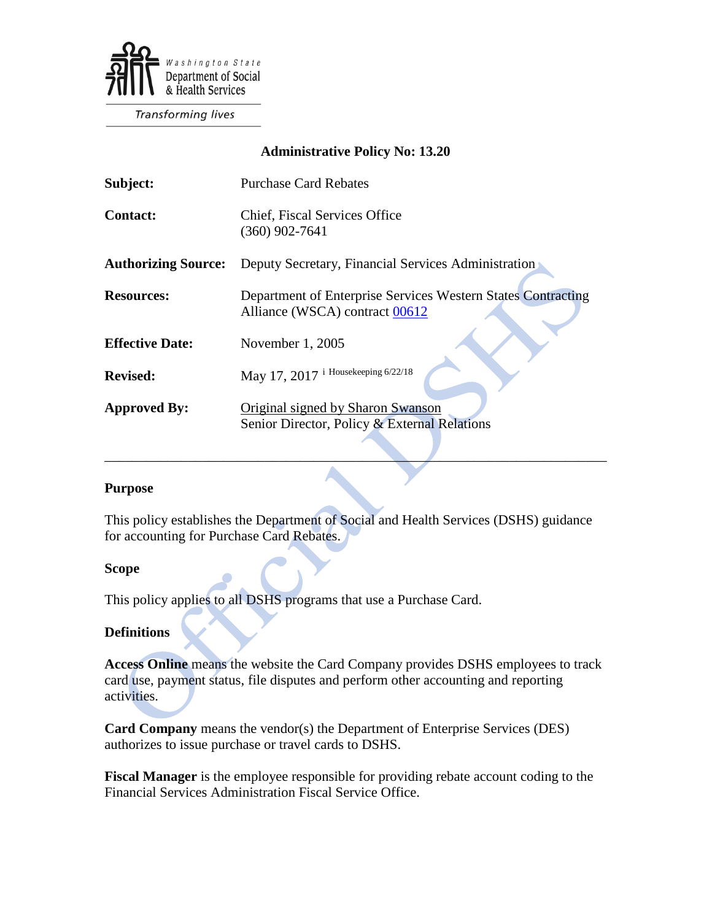Washington State Department of Social & Health Services

*Transforming lives*

**Administrative Policy No: 13.20**

| | |
|---|---|
| **Subject:** | Purchase Card Rebates |
| **Contact:** | Chief, Fiscal Services Office<br>(360) 902-7641 |
| **Authorizing Source:** | Deputy Secretary, Financial Services Administration |
| **Resources:** | Department of Enterprise Services Western States Contracting Alliance (WSCA) contract 00612 |
| **Effective Date:** | November 1, 2005 |
| **Revised:** | May 17, 2017 [i] Housekeeping 6/22/18 |
| **Approved By:** | Original signed by Sharon Swanson<br>Senior Director, Policy & External Relations |

---

## Purpose

This policy establishes the Department of Social and Health Services (DSHS) guidance for accounting for Purchase Card Rebates.

## Scope

This policy applies to all DSHS programs that use a Purchase Card.

## Definitions

**Access Online** means the website the Card Company provides DSHS employees to track card use, payment status, file disputes and perform other accounting and reporting activities.

**Card Company** means the vendor(s) the Department of Enterprise Services (DES) authorizes to issue purchase or travel cards to DSHS.

**Fiscal Manager** is the employee responsible for providing rebate account coding to the Financial Services Administration Fiscal Service Office.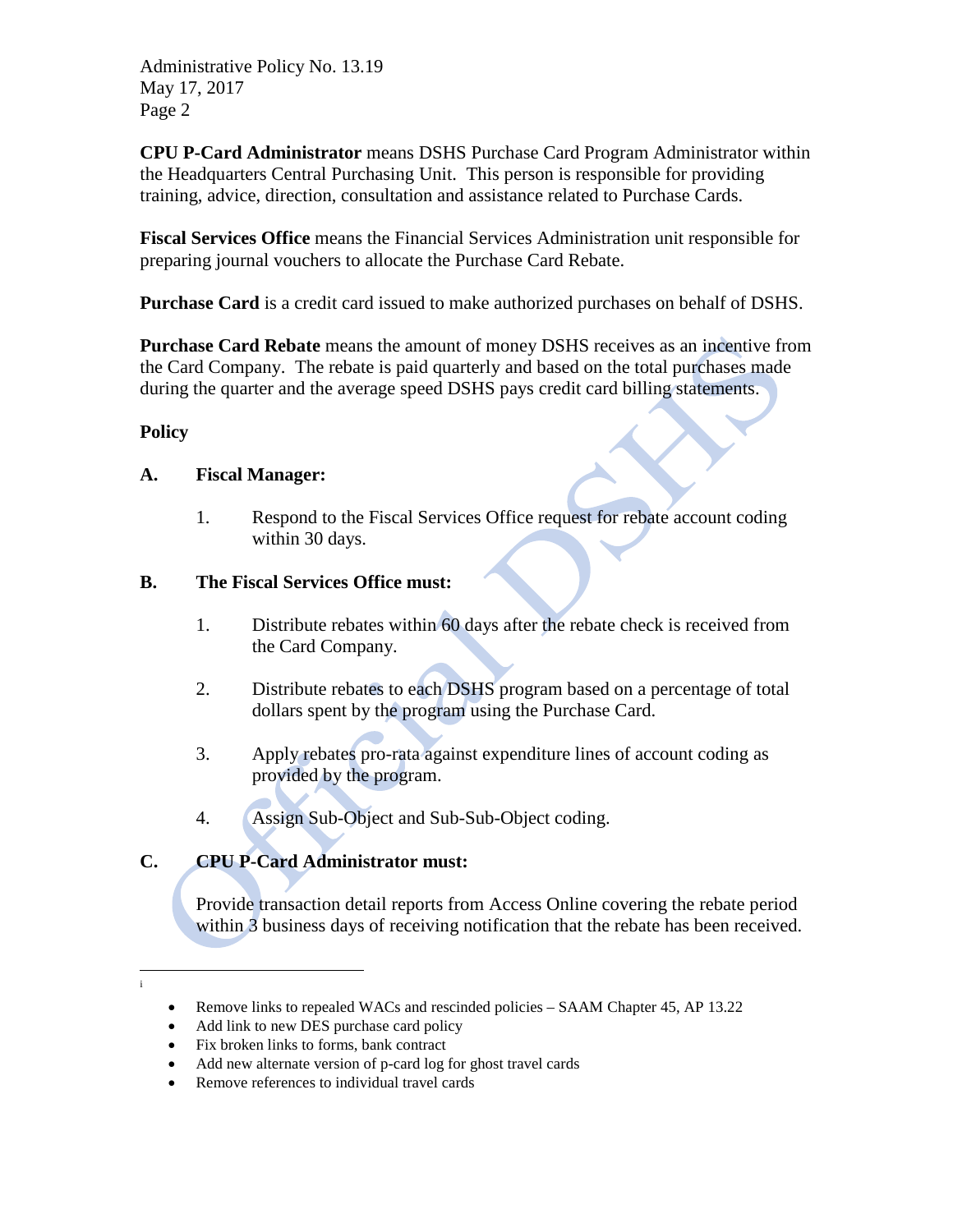**CPU P-Card Administrator** means DSHS Purchase Card Program Administrator within the Headquarters Central Purchasing Unit. This person is responsible for providing training, advice, direction, consultation and assistance related to Purchase Cards.

**Fiscal Services Office** means the Financial Services Administration unit responsible for preparing journal vouchers to allocate the Purchase Card Rebate.

**Purchase Card** is a credit card issued to make authorized purchases on behalf of DSHS.

**Purchase Card Rebate** means the amount of money DSHS receives as an incentive from the Card Company. The rebate is paid quarterly and based on the total purchases made during the quarter and the average speed DSHS pays credit card billing statements.

**Policy**

**A. Fiscal Manager:**

1. Respond to the Fiscal Services Office request for rebate account coding within 30 days.

**B. The Fiscal Services Office must:**

1. Distribute rebates within 60 days after the rebate check is received from the Card Company.
2. Distribute rebates to each DSHS program based on a percentage of total dollars spent by the program using the Purchase Card.
3. Apply rebates pro-rata against expenditure lines of account coding as provided by the program.
4. Assign Sub-Object and Sub-Sub-Object coding.

**C. CPU P-Card Administrator must:**

Provide transaction detail reports from Access Online covering the rebate period within 3 business days of receiving notification that the rebate has been received.

---

[i]

- Remove links to repealed WACs and rescinded policies – SAAM Chapter 45, AP 13.22
- Add link to new DES purchase card policy
- Fix broken links to forms, bank contract
- Add new alternate version of p-card log for ghost travel cards
- Remove references to individual travel cards